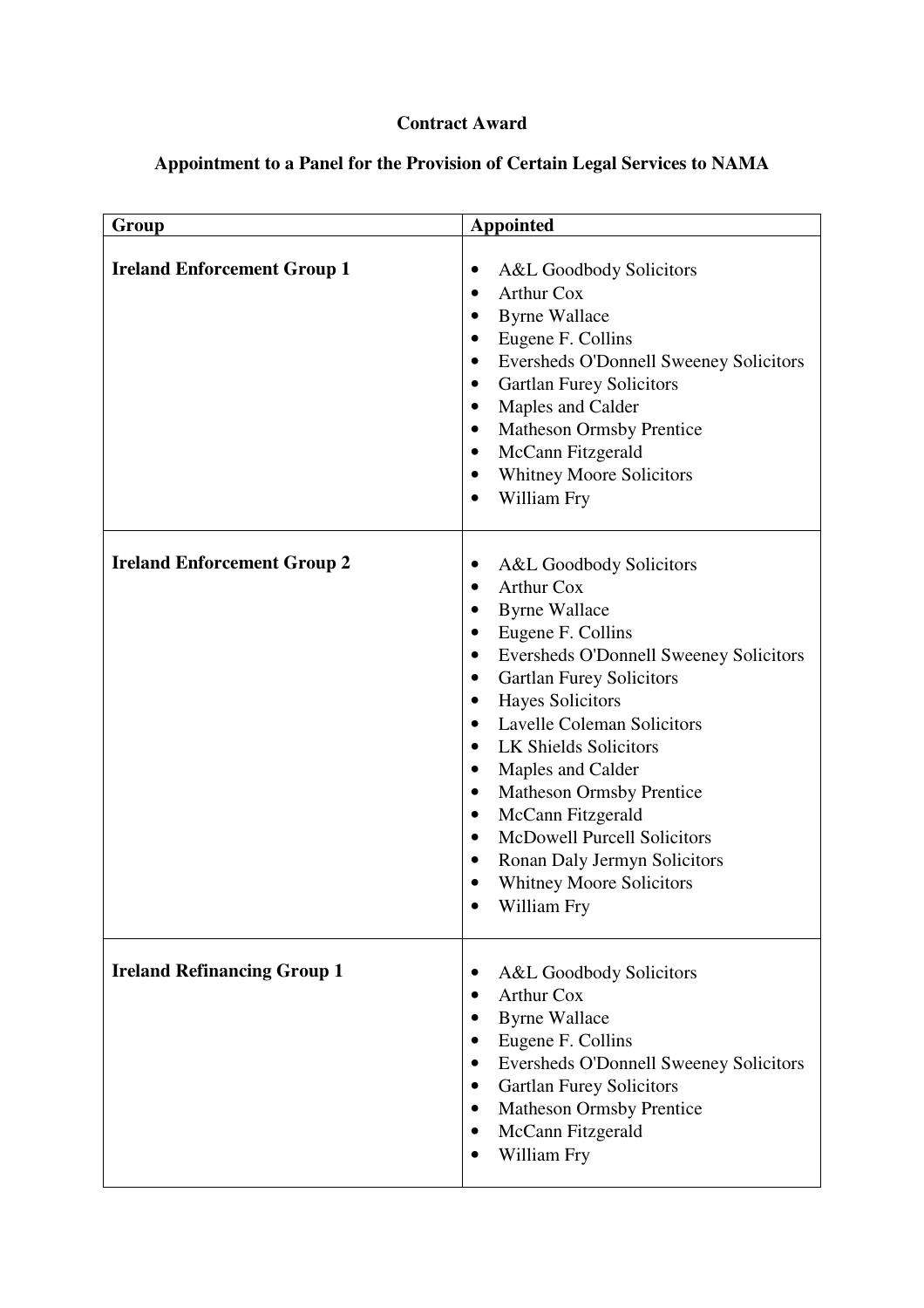**Contract Award**

**Appointment to a Panel for the Provision of Certain Legal Services to NAMA**

| Group | Appointed |
|---|---|
| **Ireland Enforcement Group 1** | • A&L Goodbody Solicitors<br>• Arthur Cox<br>• Byrne Wallace<br>• Eugene F. Collins<br>• Eversheds O'Donnell Sweeney Solicitors<br>• Gartlan Furey Solicitors<br>• Maples and Calder<br>• Matheson Ormsby Prentice<br>• McCann Fitzgerald<br>• Whitney Moore Solicitors<br>• William Fry |
| **Ireland Enforcement Group 2** | • A&L Goodbody Solicitors<br>• Arthur Cox<br>• Byrne Wallace<br>• Eugene F. Collins<br>• Eversheds O'Donnell Sweeney Solicitors<br>• Gartlan Furey Solicitors<br>• Hayes Solicitors<br>• Lavelle Coleman Solicitors<br>• LK Shields Solicitors<br>• Maples and Calder<br>• Matheson Ormsby Prentice<br>• McCann Fitzgerald<br>• McDowell Purcell Solicitors<br>• Ronan Daly Jermyn Solicitors<br>• Whitney Moore Solicitors<br>• William Fry |
| **Ireland Refinancing Group 1** | • A&L Goodbody Solicitors<br>• Arthur Cox<br>• Byrne Wallace<br>• Eugene F. Collins<br>• Eversheds O'Donnell Sweeney Solicitors<br>• Gartlan Furey Solicitors<br>• Matheson Ormsby Prentice<br>• McCann Fitzgerald<br>• William Fry |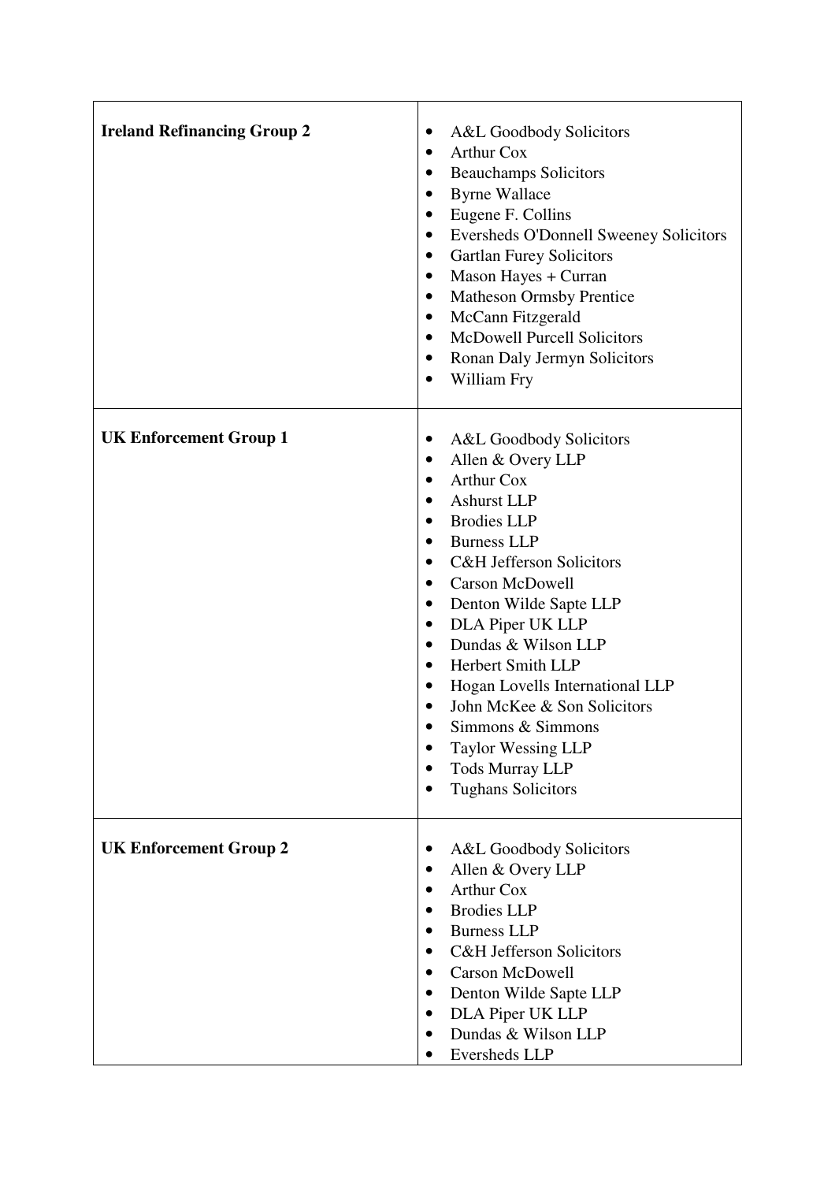| | |
|---|---|
| **Ireland Refinancing Group 2** | • A&L Goodbody Solicitors<br>• Arthur Cox<br>• Beauchamps Solicitors<br>• Byrne Wallace<br>• Eugene F. Collins<br>• Eversheds O'Donnell Sweeney Solicitors<br>• Gartlan Furey Solicitors<br>• Mason Hayes + Curran<br>• Matheson Ormsby Prentice<br>• McCann Fitzgerald<br>• McDowell Purcell Solicitors<br>• Ronan Daly Jermyn Solicitors<br>• William Fry |
| **UK Enforcement Group 1** | • A&L Goodbody Solicitors<br>• Allen & Overy LLP<br>• Arthur Cox<br>• Ashurst LLP<br>• Brodies LLP<br>• Burness LLP<br>• C&H Jefferson Solicitors<br>• Carson McDowell<br>• Denton Wilde Sapte LLP<br>• DLA Piper UK LLP<br>• Dundas & Wilson LLP<br>• Herbert Smith LLP<br>• Hogan Lovells International LLP<br>• John McKee & Son Solicitors<br>• Simmons & Simmons<br>• Taylor Wessing LLP<br>• Tods Murray LLP<br>• Tughans Solicitors |
| **UK Enforcement Group 2** | • A&L Goodbody Solicitors<br>• Allen & Overy LLP<br>• Arthur Cox<br>• Brodies LLP<br>• Burness LLP<br>• C&H Jefferson Solicitors<br>• Carson McDowell<br>• Denton Wilde Sapte LLP<br>• DLA Piper UK LLP<br>• Dundas & Wilson LLP<br>• Eversheds LLP |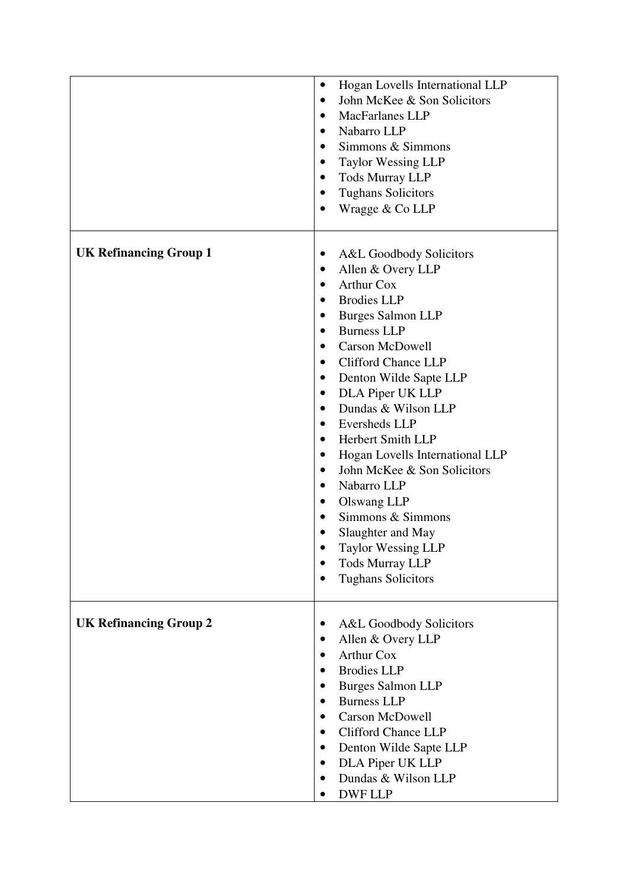| | |
|---|---|
| | • Hogan Lovells International LLP<br>• John McKee & Son Solicitors<br>• MacFarlanes LLP<br>• Nabarro LLP<br>• Simmons & Simmons<br>• Taylor Wessing LLP<br>• Tods Murray LLP<br>• Tughans Solicitors<br>• Wragge & Co LLP |
| **UK Refinancing Group 1** | • A&L Goodbody Solicitors<br>• Allen & Overy LLP<br>• Arthur Cox<br>• Brodies LLP<br>• Burges Salmon LLP<br>• Burness LLP<br>• Carson McDowell<br>• Clifford Chance LLP<br>• Denton Wilde Sapte LLP<br>• DLA Piper UK LLP<br>• Dundas & Wilson LLP<br>• Eversheds LLP<br>• Herbert Smith LLP<br>• Hogan Lovells International LLP<br>• John McKee & Son Solicitors<br>• Nabarro LLP<br>• Olswang LLP<br>• Simmons & Simmons<br>• Slaughter and May<br>• Taylor Wessing LLP<br>• Tods Murray LLP<br>• Tughans Solicitors |
| **UK Refinancing Group 2** | • A&L Goodbody Solicitors<br>• Allen & Overy LLP<br>• Arthur Cox<br>• Brodies LLP<br>• Burges Salmon LLP<br>• Burness LLP<br>• Carson McDowell<br>• Clifford Chance LLP<br>• Denton Wilde Sapte LLP<br>• DLA Piper UK LLP<br>• Dundas & Wilson LLP<br>• DWF LLP |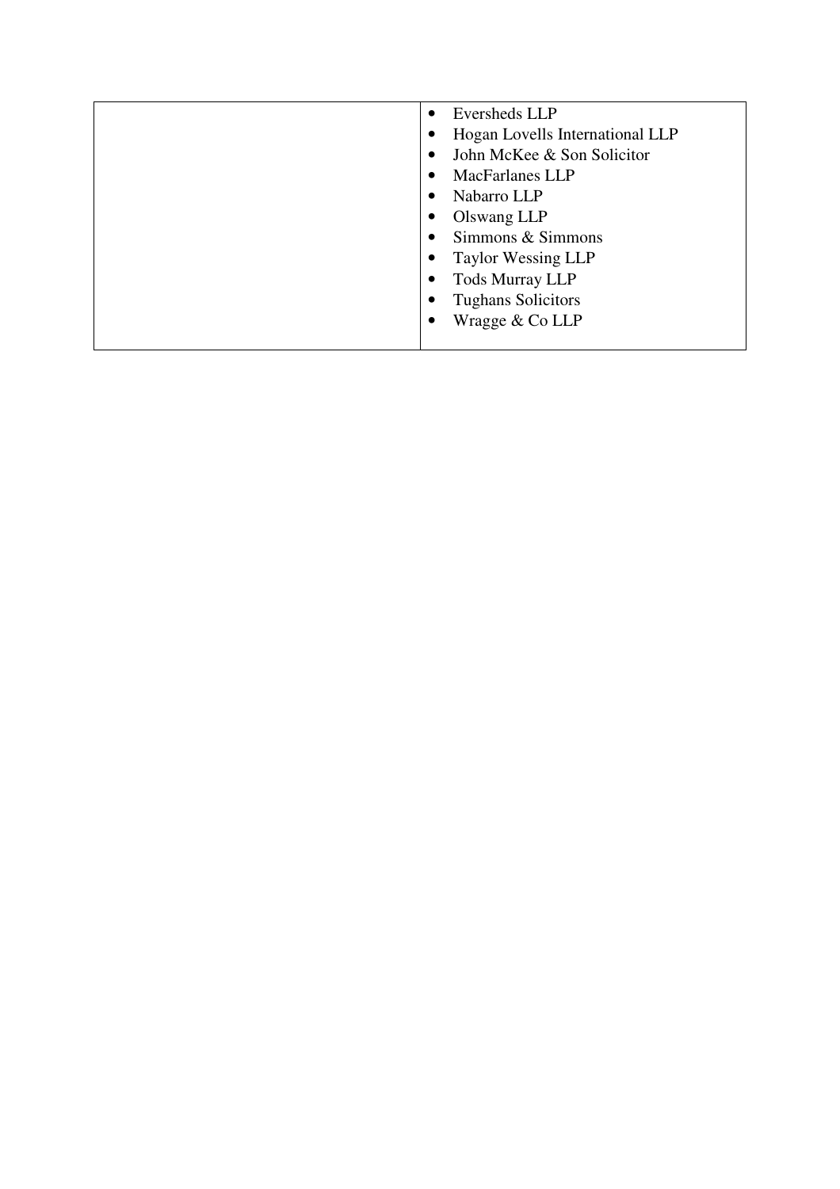| | |
|---|---|
| | • Eversheds LLP<br>• Hogan Lovells International LLP<br>• John McKee & Son Solicitor<br>• MacFarlanes LLP<br>• Nabarro LLP<br>• Olswang LLP<br>• Simmons & Simmons<br>• Taylor Wessing LLP<br>• Tods Murray LLP<br>• Tughans Solicitors<br>• Wragge & Co LLP |